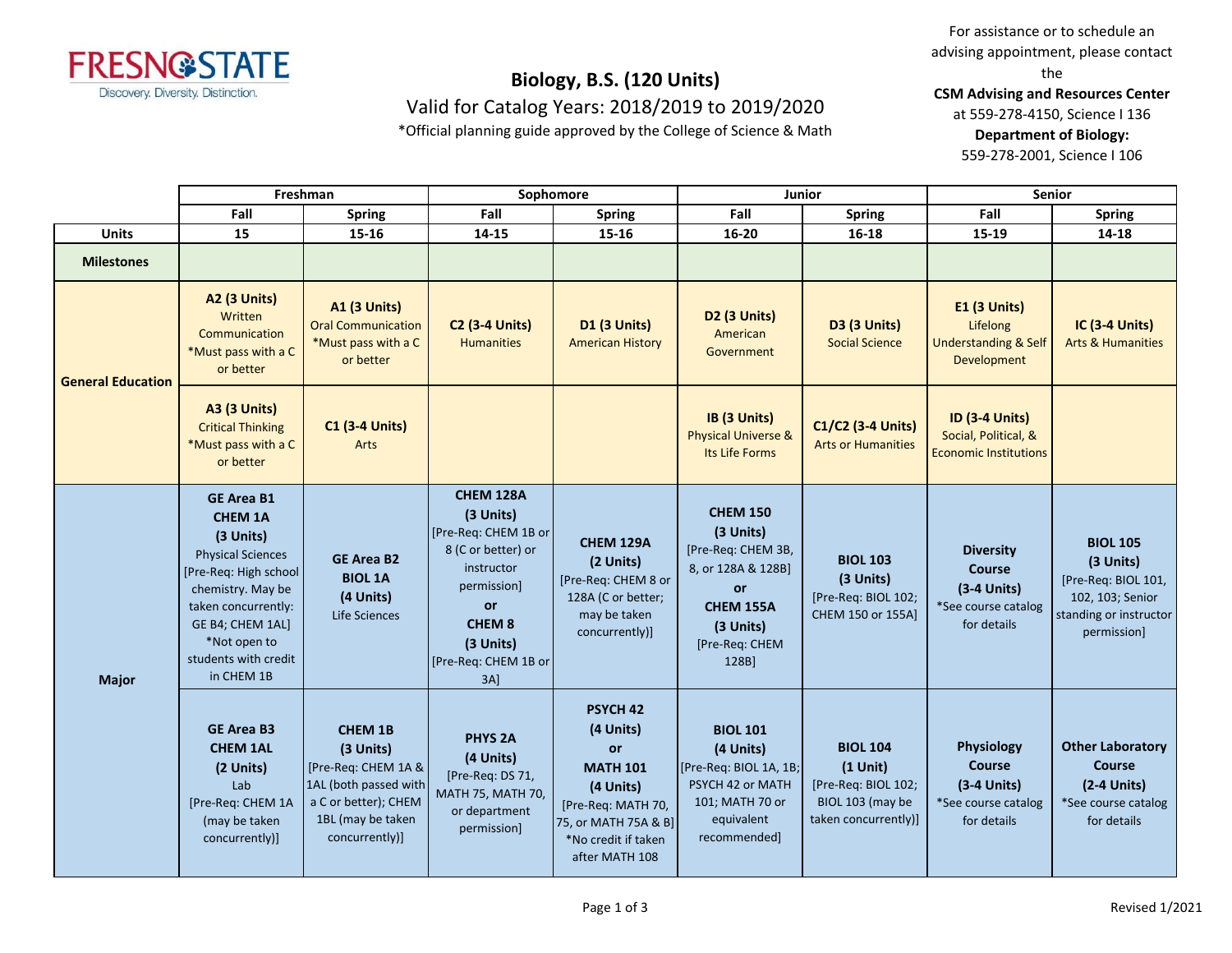Fresno State — Discovery. Diversity. Distinction.

# Biology, B.S. (120 Units)

## Valid for Catalog Years: 2018/2019 to 2019/2020

*Official planning guide approved by the College of Science & Math

For assistance or to schedule an advising appointment, please contact the **CSM Advising and Resources Center** at 559-278-4150, Science I 136
**Department of Biology:** 559-278-2001, Science I 106

| | Freshman | | Sophomore | | Junior | | Senior | |
|---|---|---|---|---|---|---|---|---|
| | Fall | Spring | Fall | Spring | Fall | Spring | Fall | Spring |
| **Units** | 15 | 15-16 | 14-15 | 15-16 | 16-20 | 16-18 | 15-19 | 14-18 |
| **Milestones** | | | | | | | | |
| **General Education** | **A2 (3 Units)** Written Communication *Must pass with a C or better | **A1 (3 Units)** Oral Communication *Must pass with a C or better | **C2 (3-4 Units)** Humanities | **D1 (3 Units)** American History | **D2 (3 Units)** American Government | **D3 (3 Units)** Social Science | **E1 (3 Units)** Lifelong Understanding & Self Development | **IC (3-4 Units)** Arts & Humanities |
| | **A3 (3 Units)** Critical Thinking *Must pass with a C or better | **C1 (3-4 Units)** Arts | | | **IB (3 Units)** Physical Universe & Its Life Forms | **C1/C2 (3-4 Units)** Arts or Humanities | **ID (3-4 Units)** Social, Political, & Economic Institutions | |
| **Major** | **GE Area B1 CHEM 1A (3 Units)** Physical Sciences [Pre-Req: High school chemistry. May be taken concurrently: GE B4; CHEM 1AL] *Not open to students with credit in CHEM 1B | **GE Area B2 BIOL 1A (4 Units)** Life Sciences | **CHEM 128A (3 Units)** [Pre-Req: CHEM 1B or 8 (C or better) or instructor permission] **or CHEM 8 (3 Units)** [Pre-Req: CHEM 1B or 3A] | **CHEM 129A (2 Units)** [Pre-Req: CHEM 8 or 128A (C or better; may be taken concurrently)] | **CHEM 150 (3 Units)** [Pre-Req: CHEM 3B, 8, or 128A & 128B] **or CHEM 155A (3 Units)** [Pre-Req: CHEM 128B] | **BIOL 103 (3 Units)** [Pre-Req: BIOL 102; CHEM 150 or 155A] | **Diversity Course (3-4 Units)** *See course catalog for details | **BIOL 105 (3 Units)** [Pre-Req: BIOL 101, 102, 103; Senior standing or instructor permission] |
| | **GE Area B3 CHEM 1AL (2 Units)** Lab [Pre-Req: CHEM 1A (may be taken concurrently)] | **CHEM 1B (3 Units)** [Pre-Req: CHEM 1A & 1AL (both passed with a C or better); CHEM 1BL (may be taken concurrently)] | **PHYS 2A (4 Units)** [Pre-Req: DS 71, MATH 75, MATH 70, or department permission] | **PSYCH 42 (4 Units) or MATH 101 (4 Units)** [Pre-Req: MATH 70, 75, or MATH 75A & B] *No credit if taken after MATH 108 | **BIOL 101 (4 Units)** [Pre-Req: BIOL 1A, 1B; PSYCH 42 or MATH 101; MATH 70 or equivalent recommended] | **BIOL 104 (1 Unit)** [Pre-Req: BIOL 102; BIOL 103 (may be taken concurrently)] | **Physiology Course (3-4 Units)** *See course catalog for details | **Other Laboratory Course (2-4 Units)** *See course catalog for details |

Revised 1/2021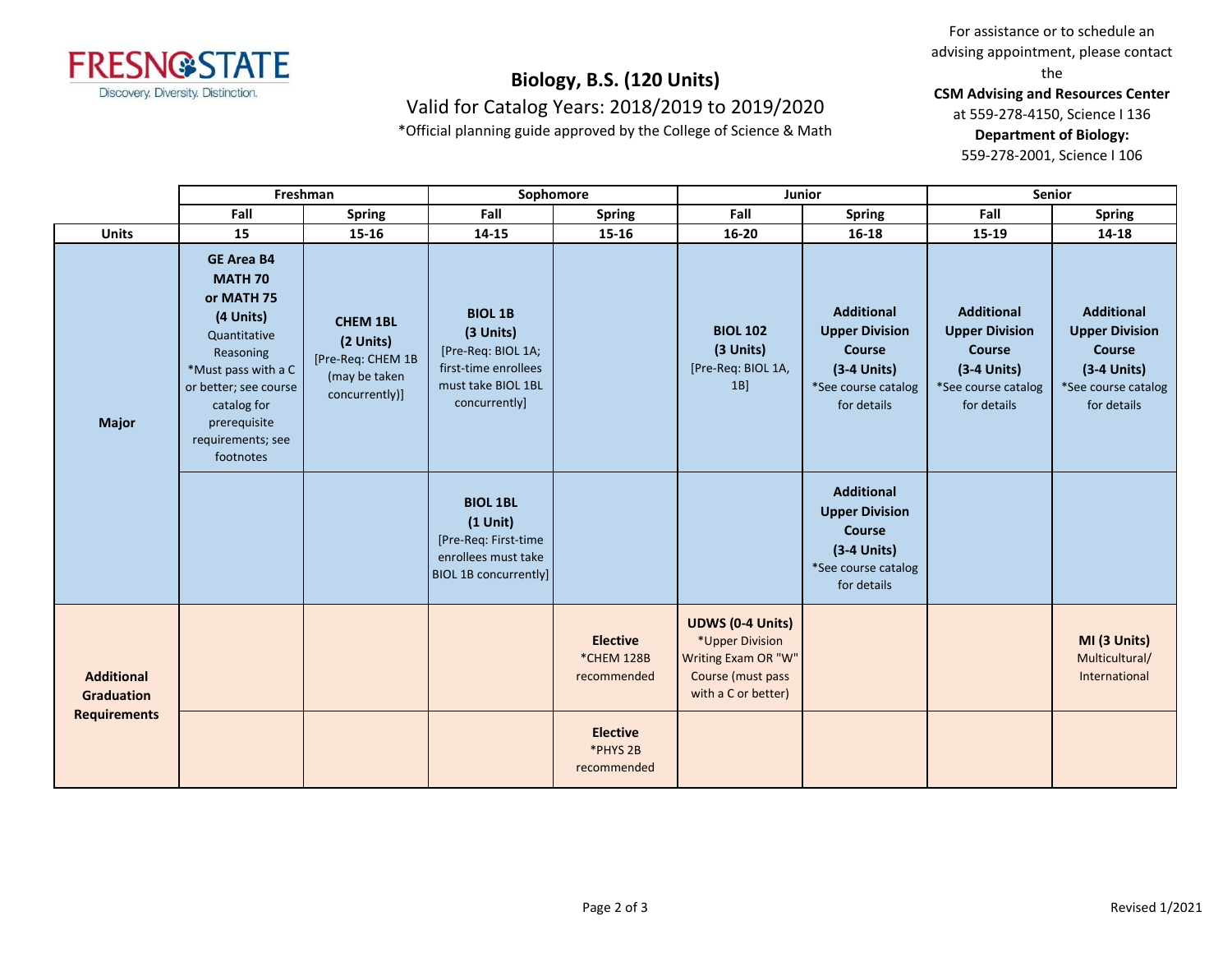# Biology, B.S. (120 Units)

Valid for Catalog Years: 2018/2019 to 2019/2020

*Official planning guide approved by the College of Science & Math

For assistance or to schedule an advising appointment, please contact the **CSM Advising and Resources Center** at 559-278-4150, Science I 136

**Department of Biology:** 559-278-2001, Science I 106

| | Freshman | | Sophomore | | Junior | | Senior | |
|---|---|---|---|---|---|---|---|---|
| | Fall | Spring | Fall | Spring | Fall | Spring | Fall | Spring |
| **Units** | 15 | 15-16 | 14-15 | 15-16 | 16-20 | 16-18 | 15-19 | 14-18 |
| **Major** | **GE Area B4 MATH 70 or MATH 75 (4 Units)** Quantitative Reasoning *Must pass with a C or better; see course catalog for prerequisite requirements; see footnotes | **CHEM 1BL (2 Units)** [Pre-Req: CHEM 1B (may be taken concurrently)] | **BIOL 1B (3 Units)** [Pre-Req: BIOL 1A; first-time enrollees must take BIOL 1BL concurrently] | | **BIOL 102 (3 Units)** [Pre-Req: BIOL 1A, 1B] | **Additional Upper Division Course (3-4 Units)** *See course catalog for details | **Additional Upper Division Course (3-4 Units)** *See course catalog for details | **Additional Upper Division Course (3-4 Units)** *See course catalog for details |
| | | | **BIOL 1BL (1 Unit)** [Pre-Req: First-time enrollees must take BIOL 1B concurrently] | | | **Additional Upper Division Course (3-4 Units)** *See course catalog for details | | |
| **Additional Graduation Requirements** | | | | **Elective** *CHEM 128B recommended | **UDWS (0-4 Units)** *Upper Division Writing Exam OR "W" Course (must pass with a C or better) | | | **MI (3 Units)** Multicultural/ International |
| | | | | **Elective** *PHYS 2B recommended | | | | |

Revised 1/2021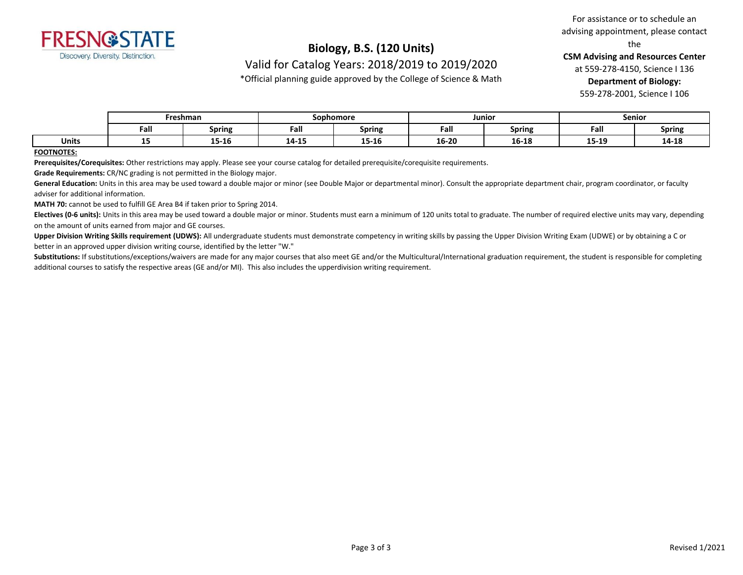FRESNO STATE
Discovery. Diversity. Distinction.

# Biology, B.S. (120 Units)

Valid for Catalog Years: 2018/2019 to 2019/2020

*Official planning guide approved by the College of Science & Math

For assistance or to schedule an advising appointment, please contact the **CSM Advising and Resources Center** at 559-278-4150, Science I 136

**Department of Biology:** 559-278-2001, Science I 106

| | Freshman | | Sophomore | | Junior | | Senior | |
|---|---|---|---|---|---|---|---|---|
| | **Fall** | **Spring** | **Fall** | **Spring** | **Fall** | **Spring** | **Fall** | **Spring** |
| **Units** | **15** | **15-16** | **14-15** | **15-16** | **16-20** | **16-18** | **15-19** | **14-18** |

**FOOTNOTES:**

**Prerequisites/Corequisites:** Other restrictions may apply. Please see your course catalog for detailed prerequisite/corequisite requirements.

**Grade Requirements:** CR/NC grading is not permitted in the Biology major.

**General Education:** Units in this area may be used toward a double major or minor (see Double Major or departmental minor). Consult the appropriate department chair, program coordinator, or faculty adviser for additional information.

**MATH 70:** cannot be used to fulfill GE Area B4 if taken prior to Spring 2014.

**Electives (0-6 units):** Units in this area may be used toward a double major or minor. Students must earn a minimum of 120 units total to graduate. The number of required elective units may vary, depending on the amount of units earned from major and GE courses.

**Upper Division Writing Skills requirement (UDWS):** All undergraduate students must demonstrate competency in writing skills by passing the Upper Division Writing Exam (UDWE) or by obtaining a C or better in an approved upper division writing course, identified by the letter "W."

**Substitutions:** If substitutions/exceptions/waivers are made for any major courses that also meet GE and/or the Multicultural/International graduation requirement, the student is responsible for completing additional courses to satisfy the respective areas (GE and/or MI). This also includes the upperdivision writing requirement.

Revised 1/2021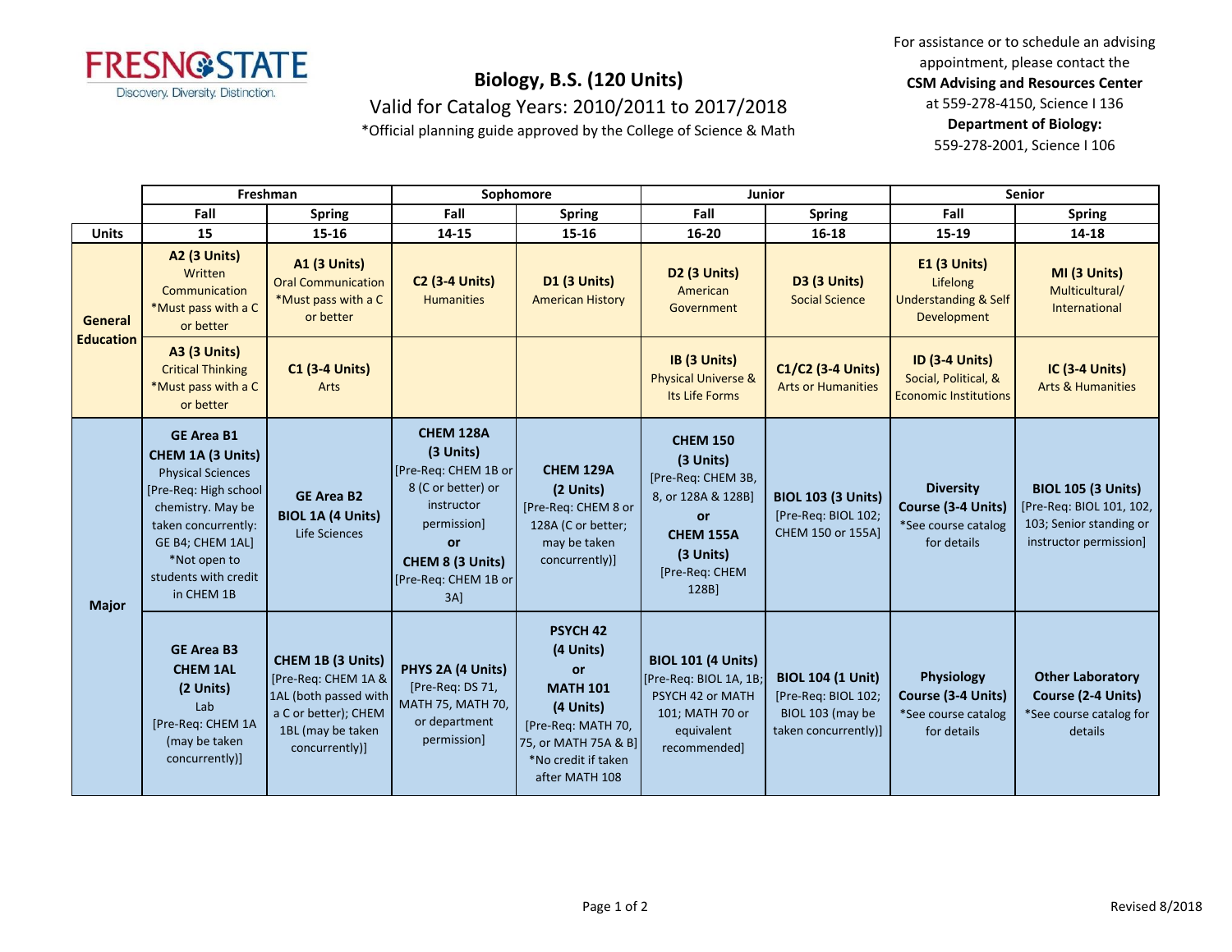FRESNO STATE
Discovery. Diversity. Distinction.

# Biology, B.S. (120 Units)

## Valid for Catalog Years: 2010/2011 to 2017/2018

*Official planning guide approved by the College of Science & Math

For assistance or to schedule an advising appointment, please contact the **CSM Advising and Resources Center** at 559-278-4150, Science I 136
**Department of Biology:** 559-278-2001, Science I 106

| | Freshman | | Sophomore | | Junior | | Senior | |
|---|---|---|---|---|---|---|---|---|
| | **Fall** | **Spring** | **Fall** | **Spring** | **Fall** | **Spring** | **Fall** | **Spring** |
| **Units** | **15** | **15-16** | **14-15** | **15-16** | **16-20** | **16-18** | **15-19** | **14-18** |
| **General Education** | **A2 (3 Units)** Written Communication *Must pass with a C or better | **A1 (3 Units)** Oral Communication *Must pass with a C or better | **C2 (3-4 Units)** Humanities | **D1 (3 Units)** American History | **D2 (3 Units)** American Government | **D3 (3 Units)** Social Science | **E1 (3 Units)** Lifelong Understanding & Self Development | **MI (3 Units)** Multicultural/ International |
| **General Education** | **A3 (3 Units)** Critical Thinking *Must pass with a C or better | **C1 (3-4 Units)** Arts | | | **IB (3 Units)** Physical Universe & Its Life Forms | **C1/C2 (3-4 Units)** Arts or Humanities | **ID (3-4 Units)** Social, Political, & Economic Institutions | **IC (3-4 Units)** Arts & Humanities |
| **Major** | **GE Area B1 CHEM 1A (3 Units)** Physical Sciences [Pre-Req: High school chemistry. May be taken concurrently: GE B4; CHEM 1AL] *Not open to students with credit in CHEM 1B | **GE Area B2 BIOL 1A (4 Units)** Life Sciences | **CHEM 128A (3 Units)** [Pre-Req: CHEM 1B or 8 (C or better) or instructor permission] **or** **CHEM 8 (3 Units)** [Pre-Req: CHEM 1B or 3A] | **CHEM 129A (2 Units)** [Pre-Req: CHEM 8 or 128A (C or better; may be taken concurrently)] | **CHEM 150 (3 Units)** [Pre-Req: CHEM 3B, 8, or 128A & 128B] **or** **CHEM 155A (3 Units)** [Pre-Req: CHEM 128B] | **BIOL 103 (3 Units)** [Pre-Req: BIOL 102; CHEM 150 or 155A] | **Diversity Course (3-4 Units)** *See course catalog for details | **BIOL 105 (3 Units)** [Pre-Req: BIOL 101, 102, 103; Senior standing or instructor permission] |
| **Major** | **GE Area B3 CHEM 1AL (2 Units)** Lab [Pre-Req: CHEM 1A (may be taken concurrently)] | **CHEM 1B (3 Units)** [Pre-Req: CHEM 1A & 1AL (both passed with a C or better); CHEM 1BL (may be taken concurrently)] | **PHYS 2A (4 Units)** [Pre-Req: DS 71, MATH 75, MATH 70, or department permission] | **PSYCH 42 (4 Units)** **or** **MATH 101 (4 Units)** [Pre-Req: MATH 70, 75, or MATH 75A & B] *No credit if taken after MATH 108 | **BIOL 101 (4 Units)** [Pre-Req: BIOL 1A, 1B; PSYCH 42 or MATH 101; MATH 70 or equivalent recommended] | **BIOL 104 (1 Unit)** [Pre-Req: BIOL 102; BIOL 103 (may be taken concurrently)] | **Physiology Course (3-4 Units)** *See course catalog for details | **Other Laboratory Course (2-4 Units)** *See course catalog for details |

Revised 8/2018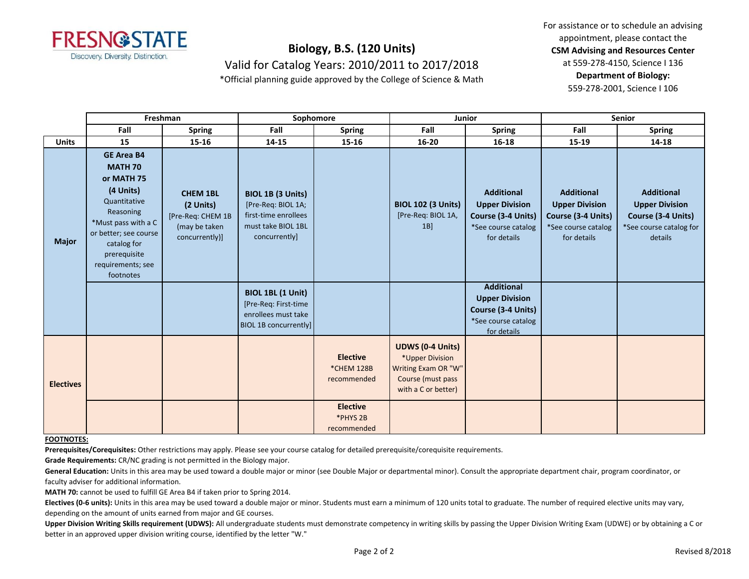# Biology, B.S. (120 Units)

Valid for Catalog Years: 2010/2011 to 2017/2018

*Official planning guide approved by the College of Science & Math

For assistance or to schedule an advising appointment, please contact the **CSM Advising and Resources Center** at 559-278-4150, Science I 136
**Department of Biology:** 559-278-2001, Science I 106

| | Freshman | | Sophomore | | Junior | | Senior | |
|---|---|---|---|---|---|---|---|---|
| | **Fall** | **Spring** | **Fall** | **Spring** | **Fall** | **Spring** | **Fall** | **Spring** |
| **Units** | **15** | **15-16** | **14-15** | **15-16** | **16-20** | **16-18** | **15-19** | **14-18** |
| **Major** | **GE Area B4 MATH 70 or MATH 75 (4 Units)** Quantitative Reasoning *Must pass with a C or better; see course catalog for prerequisite requirements; see footnotes | **CHEM 1BL (2 Units)** [Pre-Req: CHEM 1B (may be taken concurrently)] | **BIOL 1B (3 Units)** [Pre-Req: BIOL 1A; first-time enrollees must take BIOL 1BL concurrently] | | **BIOL 102 (3 Units)** [Pre-Req: BIOL 1A, 1B] | **Additional Upper Division Course (3-4 Units)** *See course catalog for details | **Additional Upper Division Course (3-4 Units)** *See course catalog for details | **Additional Upper Division Course (3-4 Units)** *See course catalog for details |
| | | | **BIOL 1BL (1 Unit)** [Pre-Req: First-time enrollees must take BIOL 1B concurrently] | | | **Additional Upper Division Course (3-4 Units)** *See course catalog for details | | |
| **Electives** | | | | **Elective** *CHEM 128B recommended | **UDWS (0-4 Units)** *Upper Division Writing Exam OR "W" Course (must pass with a C or better) | | | |
| | | | | **Elective** *PHYS 2B recommended | | | | |

**FOOTNOTES:**

**Prerequisites/Corequisites:** Other restrictions may apply. Please see your course catalog for detailed prerequisite/corequisite requirements.

**Grade Requirements:** CR/NC grading is not permitted in the Biology major.

**General Education:** Units in this area may be used toward a double major or minor (see Double Major or departmental minor). Consult the appropriate department chair, program coordinator, or faculty adviser for additional information.

**MATH 70:** cannot be used to fulfill GE Area B4 if taken prior to Spring 2014.

**Electives (0-6 units):** Units in this area may be used toward a double major or minor. Students must earn a minimum of 120 units total to graduate. The number of required elective units may vary, depending on the amount of units earned from major and GE courses.

**Upper Division Writing Skills requirement (UDWS):** All undergraduate students must demonstrate competency in writing skills by passing the Upper Division Writing Exam (UDWE) or by obtaining a C or better in an approved upper division writing course, identified by the letter "W."

Revised 8/2018